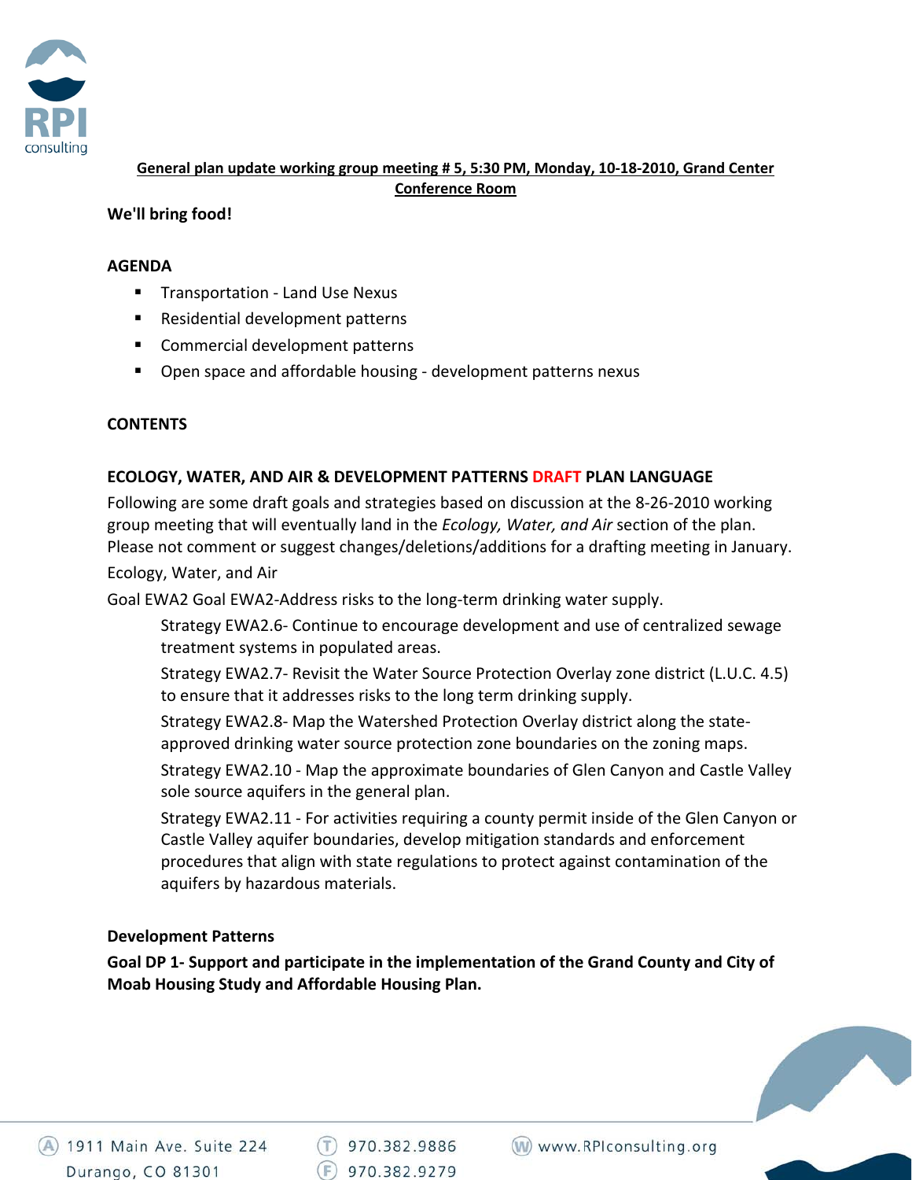**General plan update working group meeting # 5, 5:30 PM, Monday, 10-18-2010, Grand Center Conference Room**

**We'll bring food!**

**AGENDA**

- Transportation - Land Use Nexus
- Residential development patterns
- Commercial development patterns
- Open space and affordable housing - development patterns nexus

**CONTENTS**

**ECOLOGY, WATER, AND AIR & DEVELOPMENT PATTERNS DRAFT PLAN LANGUAGE**

Following are some draft goals and strategies based on discussion at the 8-26-2010 working group meeting that will eventually land in the *Ecology, Water, and Air* section of the plan. Please not comment or suggest changes/deletions/additions for a drafting meeting in January.

Ecology, Water, and Air

Goal EWA2 Goal EWA2-Address risks to the long-term drinking water supply.

> Strategy EWA2.6- Continue to encourage development and use of centralized sewage treatment systems in populated areas.
>
> Strategy EWA2.7- Revisit the Water Source Protection Overlay zone district (L.U.C. 4.5) to ensure that it addresses risks to the long term drinking supply.
>
> Strategy EWA2.8- Map the Watershed Protection Overlay district along the state-approved drinking water source protection zone boundaries on the zoning maps.
>
> Strategy EWA2.10 - Map the approximate boundaries of Glen Canyon and Castle Valley sole source aquifers in the general plan.
>
> Strategy EWA2.11 - For activities requiring a county permit inside of the Glen Canyon or Castle Valley aquifer boundaries, develop mitigation standards and enforcement procedures that align with state regulations to protect against contamination of the aquifers by hazardous materials.

**Development Patterns**

**Goal DP 1- Support and participate in the implementation of the Grand County and City of Moab Housing Study and Affordable Housing Plan.**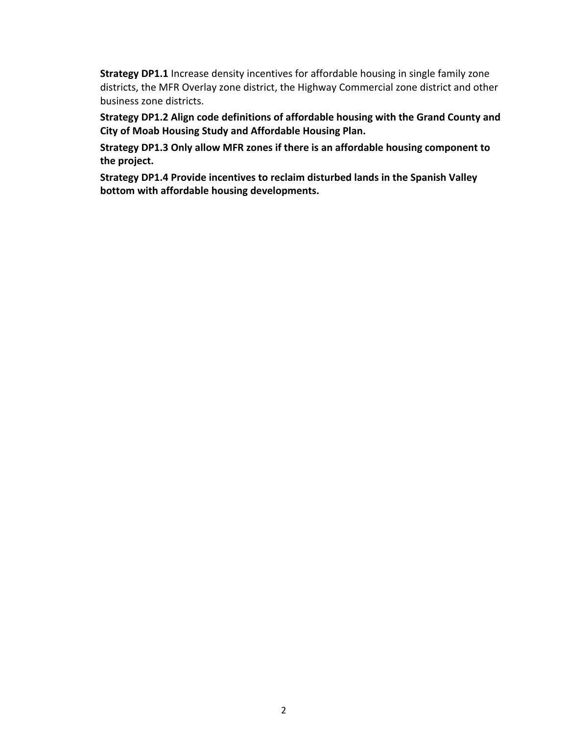**Strategy DP1.1** Increase density incentives for affordable housing in single family zone districts, the MFR Overlay zone district, the Highway Commercial zone district and other business zone districts.

**Strategy DP1.2 Align code definitions of affordable housing with the Grand County and City of Moab Housing Study and Affordable Housing Plan.**

**Strategy DP1.3 Only allow MFR zones if there is an affordable housing component to the project.**

**Strategy DP1.4 Provide incentives to reclaim disturbed lands in the Spanish Valley bottom with affordable housing developments.**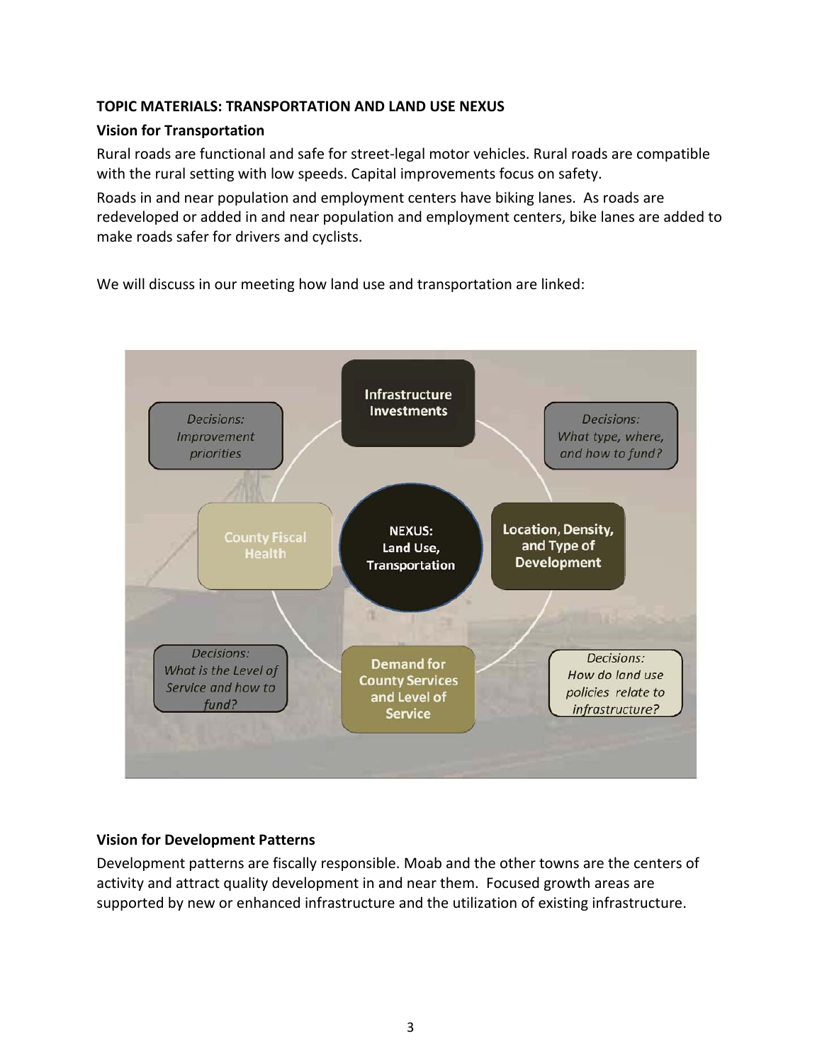**TOPIC MATERIALS: TRANSPORTATION AND LAND USE NEXUS**

**Vision for Transportation**

Rural roads are functional and safe for street-legal motor vehicles. Rural roads are compatible with the rural setting with low speeds. Capital improvements focus on safety.

Roads in and near population and employment centers have biking lanes. As roads are redeveloped or added in and near population and employment centers, bike lanes are added to make roads safer for drivers and cyclists.

We will discuss in our meeting how land use and transportation are linked:

NEXUS: Land Use, Transportation

Infrastructure Investments

*Decisions: What type, where, and how to fund?*

Location, Density, and Type of Development

*Decisions: How do land use policies relate to infrastructure?*

Demand for County Services and Level of Service

*Decisions: What is the Level of Service and how to fund?*

County Fiscal Health

*Decisions: Improvement priorities*

**Vision for Development Patterns**

Development patterns are fiscally responsible. Moab and the other towns are the centers of activity and attract quality development in and near them. Focused growth areas are supported by new or enhanced infrastructure and the utilization of existing infrastructure.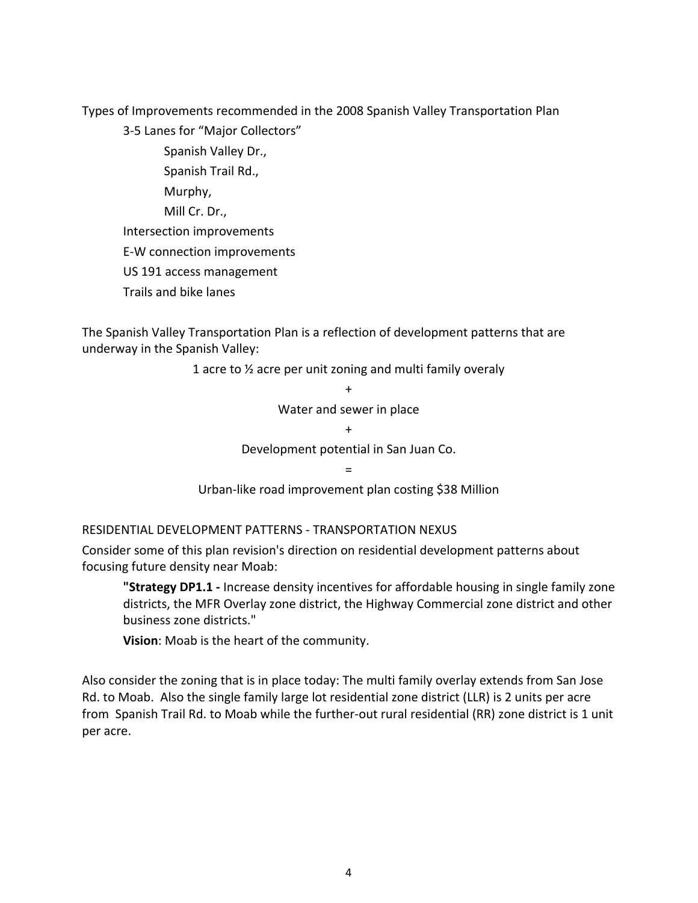Types of Improvements recommended in the 2008 Spanish Valley Transportation Plan

- 3-5 Lanes for "Major Collectors"
  - Spanish Valley Dr.,
  - Spanish Trail Rd.,
  - Murphy,
  - Mill Cr. Dr.,
- Intersection improvements
- E-W connection improvements
- US 191 access management
- Trails and bike lanes

The Spanish Valley Transportation Plan is a reflection of development patterns that are underway in the Spanish Valley:

1 acre to ½ acre per unit zoning and multi family overaly

\+

Water and sewer in place

\+

Development potential in San Juan Co.

=

Urban-like road improvement plan costing $38 Million

RESIDENTIAL DEVELOPMENT PATTERNS - TRANSPORTATION NEXUS

Consider some of this plan revision's direction on residential development patterns about focusing future density near Moab:

> **"Strategy DP1.1 -** Increase density incentives for affordable housing in single family zone districts, the MFR Overlay zone district, the Highway Commercial zone district and other business zone districts."
>
> **Vision**: Moab is the heart of the community.

Also consider the zoning that is in place today: The multi family overlay extends from San Jose Rd. to Moab. Also the single family large lot residential zone district (LLR) is 2 units per acre from Spanish Trail Rd. to Moab while the further-out rural residential (RR) zone district is 1 unit per acre.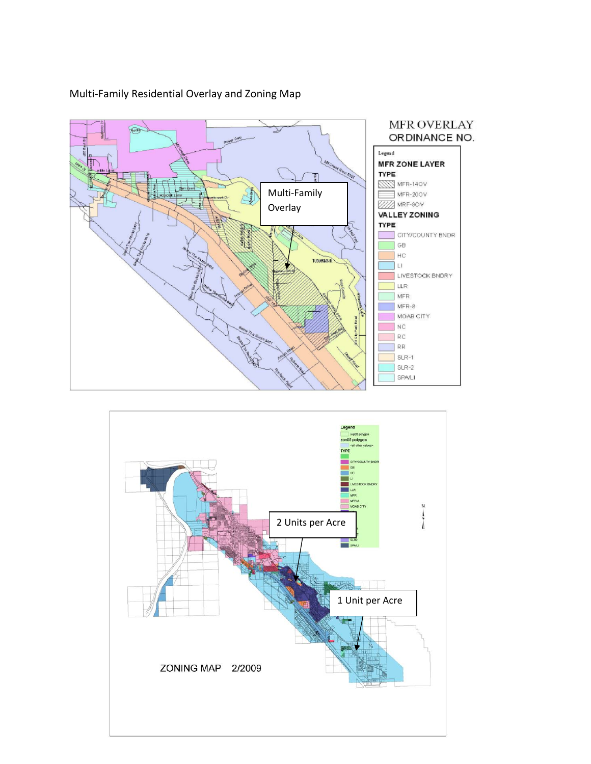Multi-Family Residential Overlay and Zoning Map

MFR OVERLAY ORDINANCE NO.

Legend

**MFR ZONE LAYER**

**TYPE**

- MFR-14OV
- MFR-20OV
- MRF-8OV

**VALLEY ZONING**

**TYPE**

- CITY/COUNTY BNDR
- GB
- HC
- LI
- LIVESTOCK BNDRY
- LLR
- MFR
- MFR-8
- MOAB CITY
- NC
- RC
- RR
- SLR-1
- SLR-2
- SPA/LI

Multi-Family Overlay

2 Units per Acre

1 Unit per Acre

ZONING MAP 2/2009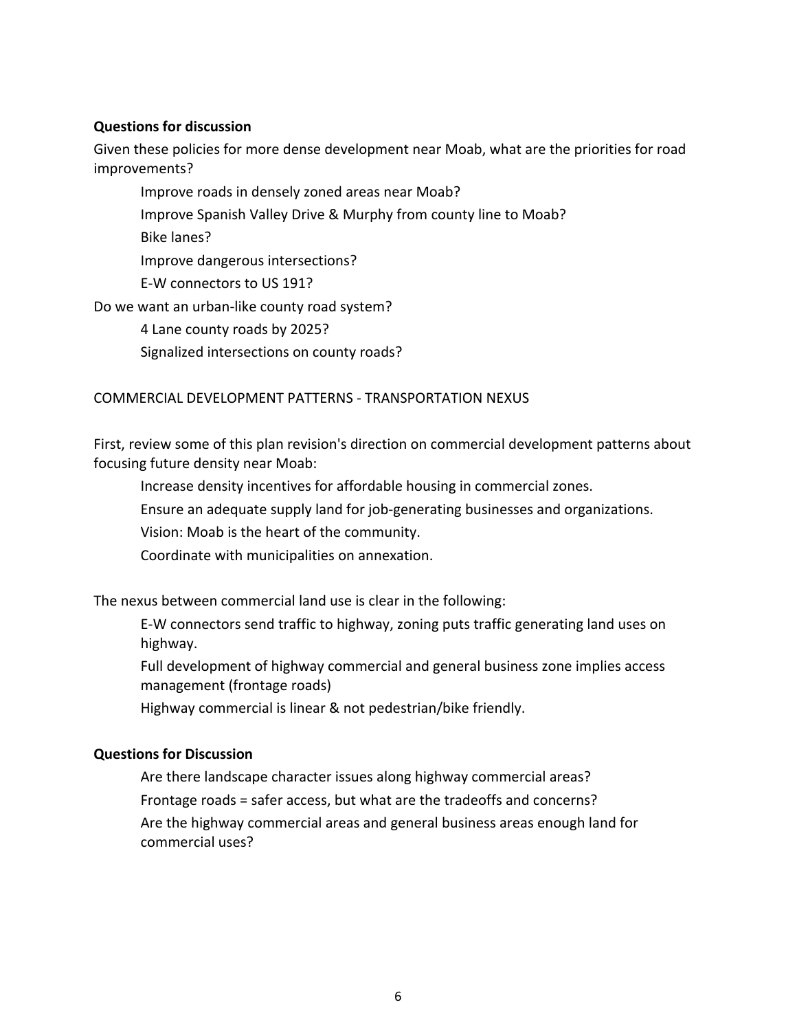**Questions for discussion**

Given these policies for more dense development near Moab, what are the priorities for road improvements?

- Improve roads in densely zoned areas near Moab?
- Improve Spanish Valley Drive & Murphy from county line to Moab?
- Bike lanes?
- Improve dangerous intersections?
- E-W connectors to US 191?

Do we want an urban-like county road system?

- 4 Lane county roads by 2025?
- Signalized intersections on county roads?

COMMERCIAL DEVELOPMENT PATTERNS - TRANSPORTATION NEXUS

First, review some of this plan revision's direction on commercial development patterns about focusing future density near Moab:

- Increase density incentives for affordable housing in commercial zones.
- Ensure an adequate supply land for job-generating businesses and organizations.
- Vision: Moab is the heart of the community.
- Coordinate with municipalities on annexation.

The nexus between commercial land use is clear in the following:

- E-W connectors send traffic to highway, zoning puts traffic generating land uses on highway.
- Full development of highway commercial and general business zone implies access management (frontage roads)
- Highway commercial is linear & not pedestrian/bike friendly.

**Questions for Discussion**

- Are there landscape character issues along highway commercial areas?
- Frontage roads = safer access, but what are the tradeoffs and concerns?
- Are the highway commercial areas and general business areas enough land for commercial uses?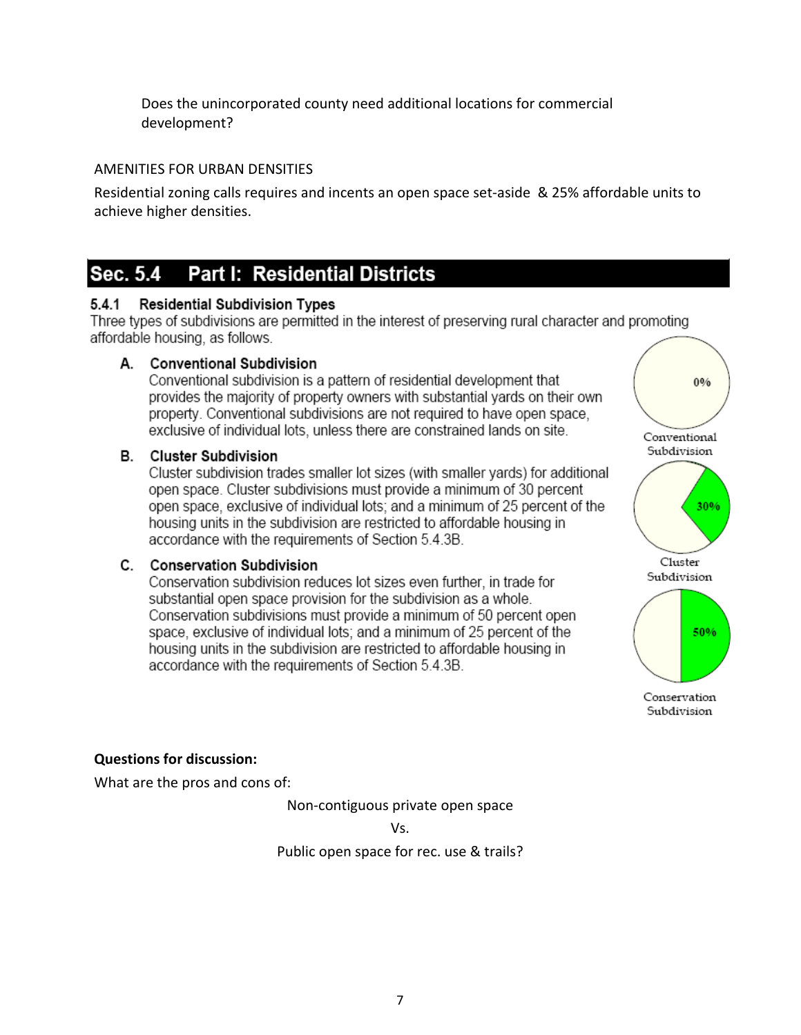Does the unincorporated county need additional locations for commercial development?

AMENITIES FOR URBAN DENSITIES

Residential zoning calls requires and incents an open space set-aside & 25% affordable units to achieve higher densities.

## Sec. 5.4 Part I: Residential Districts

### 5.4.1 Residential Subdivision Types

Three types of subdivisions are permitted in the interest of preserving rural character and promoting affordable housing, as follows.

**A. Conventional Subdivision**

Conventional subdivision is a pattern of residential development that provides the majority of property owners with substantial yards on their own property. Conventional subdivisions are not required to have open space, exclusive of individual lots, unless there are constrained lands on site.

0%

Conventional Subdivision

**B. Cluster Subdivision**

Cluster subdivision trades smaller lot sizes (with smaller yards) for additional open space. Cluster subdivisions must provide a minimum of 30 percent open space, exclusive of individual lots; and a minimum of 25 percent of the housing units in the subdivision are restricted to affordable housing in accordance with the requirements of Section 5.4.3B.

30%

Cluster Subdivision

**C. Conservation Subdivision**

Conservation subdivision reduces lot sizes even further, in trade for substantial open space provision for the subdivision as a whole. Conservation subdivisions must provide a minimum of 50 percent open space, exclusive of individual lots; and a minimum of 25 percent of the housing units in the subdivision are restricted to affordable housing in accordance with the requirements of Section 5.4.3B.

50%

Conservation Subdivision

**Questions for discussion:**

What are the pros and cons of:

Non-contiguous private open space

Vs.

Public open space for rec. use & trails?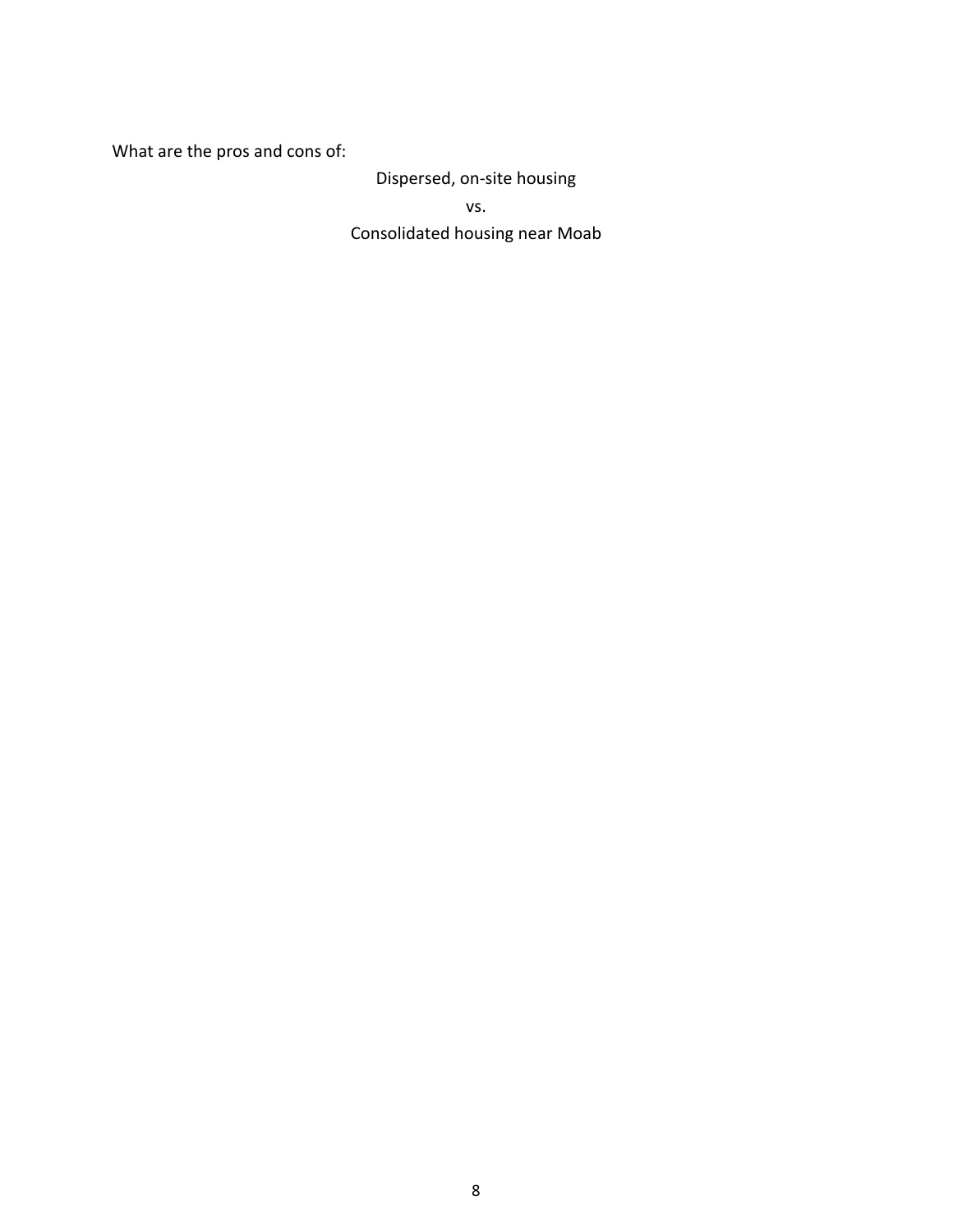What are the pros and cons of:

Dispersed, on-site housing

vs.

Consolidated housing near Moab